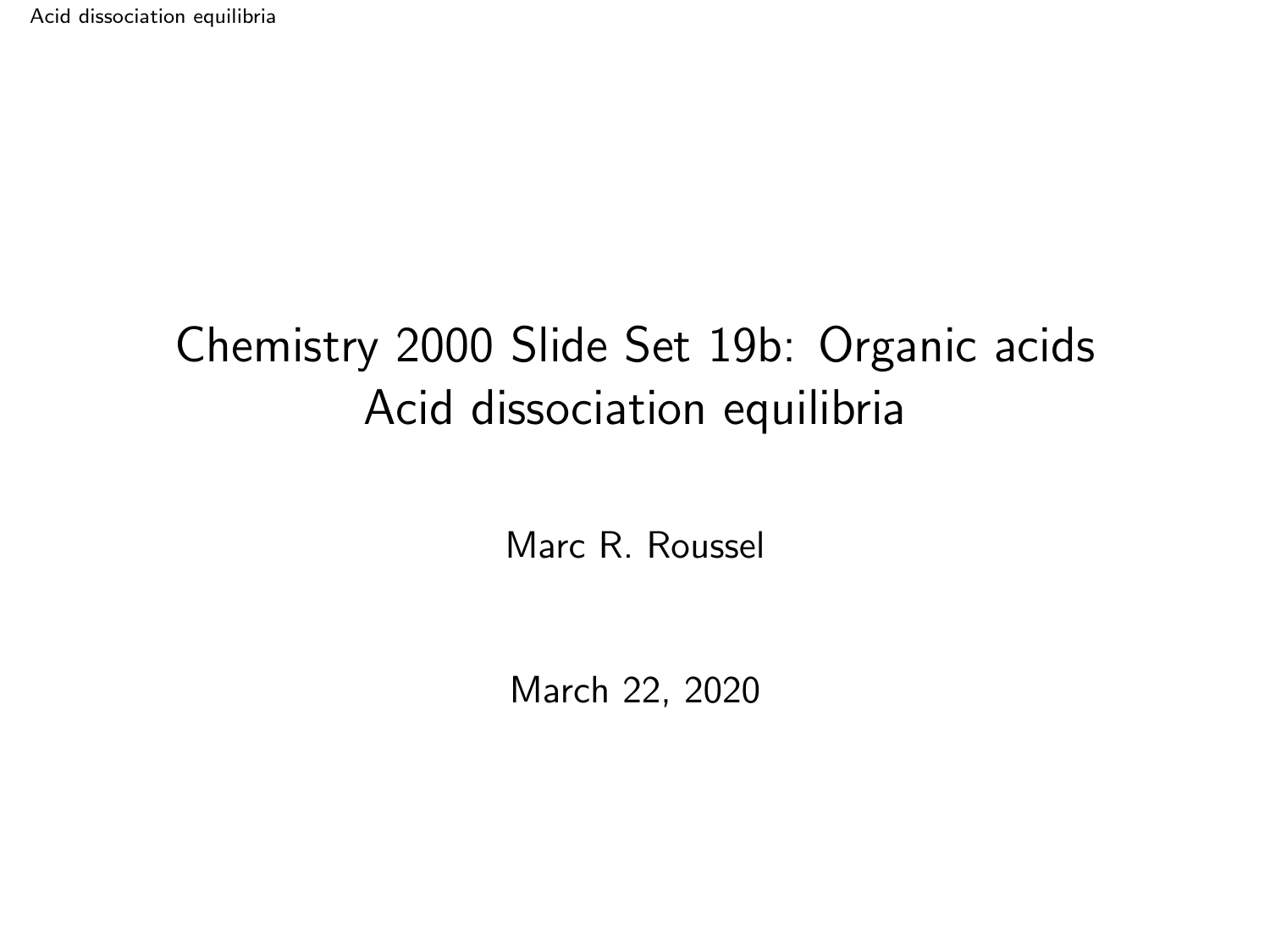# Chemistry 2000 Slide Set 19b: Organic acids
# Acid dissociation equilibria

Marc R. Roussel

March 22, 2020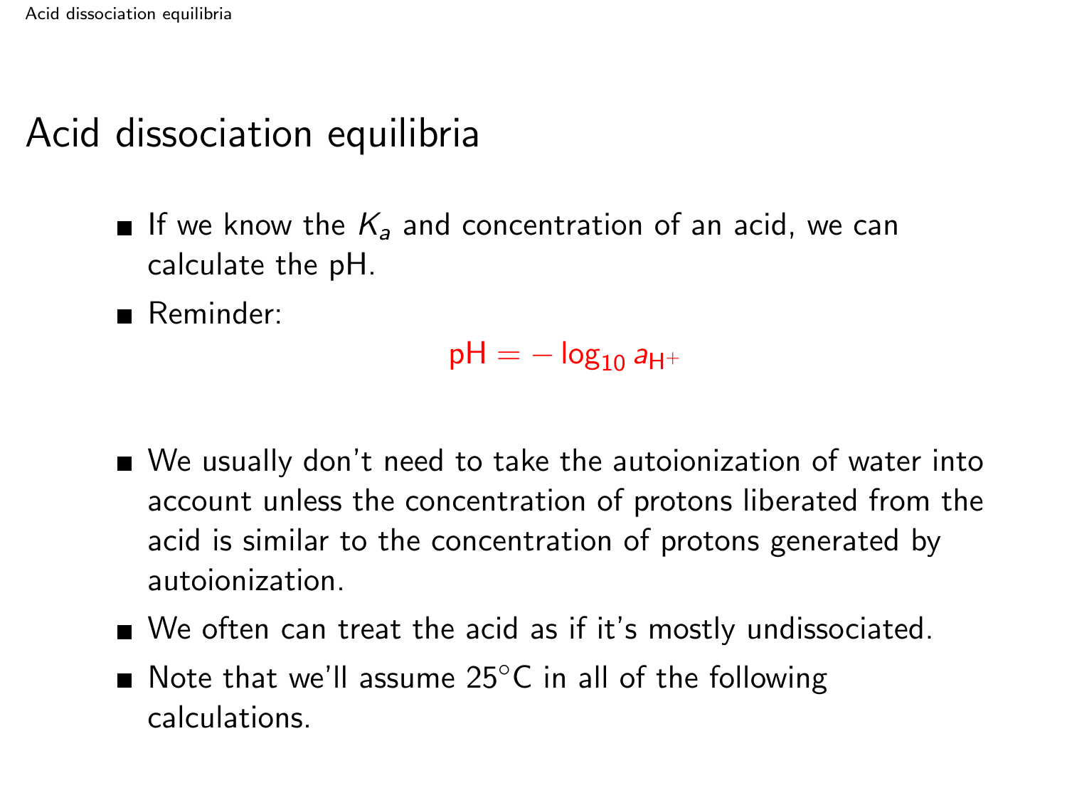# Acid dissociation equilibria

- If we know the $K_a$ and concentration of an acid, we can calculate the pH.
- Reminder:

$$\mathrm{pH} = -\log_{10} a_{\mathrm{H}^+}$$

- We usually don't need to take the autoionization of water into account unless the concentration of protons liberated from the acid is similar to the concentration of protons generated by autoionization.
- We often can treat the acid as if it's mostly undissociated.
- Note that we'll assume 25°C in all of the following calculations.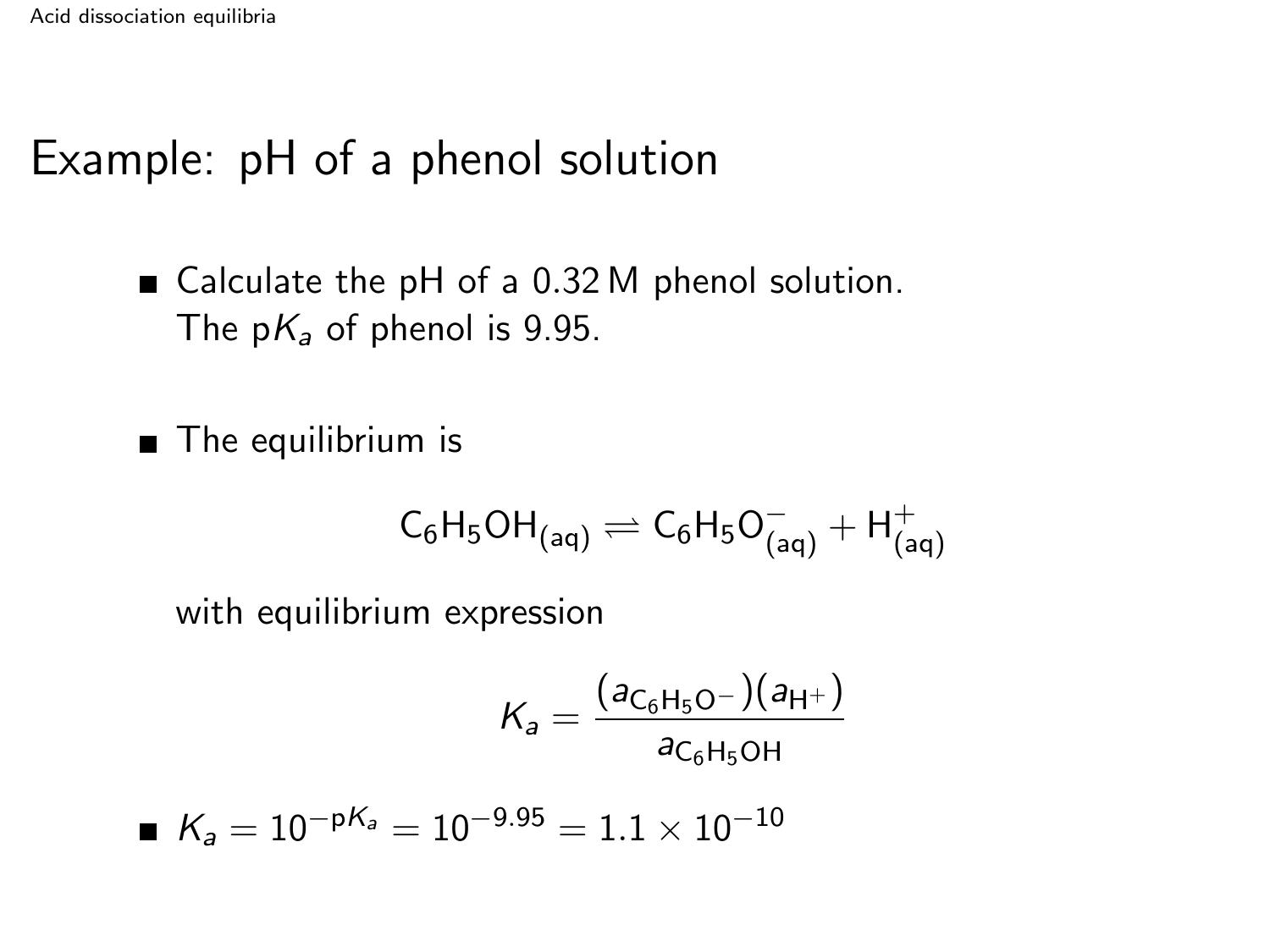# Example: pH of a phenol solution

- Calculate the pH of a 0.32 M phenol solution. The p$K_a$ of phenol is 9.95.

- The equilibrium is

$$C_6H_5OH_{(aq)} \rightleftharpoons C_6H_5O^-_{(aq)} + H^+_{(aq)}$$

  with equilibrium expression

$$K_a = \frac{(a_{C_6H_5O^-})(a_{H^+})}{a_{C_6H_5OH}}$$

- $K_a = 10^{-pK_a} = 10^{-9.95} = 1.1 \times 10^{-10}$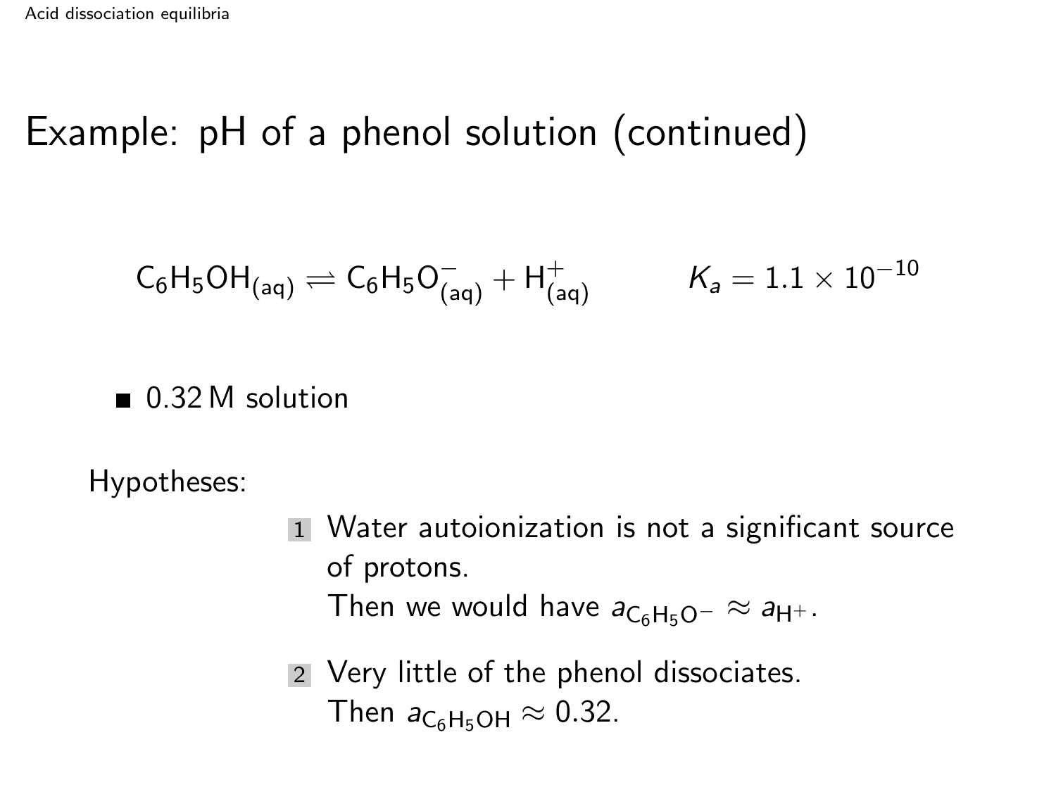# Example: pH of a phenol solution (continued)

$$C_6H_5OH_{(aq)} \rightleftharpoons C_6H_5O^-_{(aq)} + H^+_{(aq)} \qquad K_a = 1.1 \times 10^{-10}$$

- 0.32 M solution

Hypotheses:

1. Water autoionization is not a significant source of protons.
   Then we would have $a_{C_6H_5O^-} \approx a_{H^+}$.
2. Very little of the phenol dissociates.
   Then $a_{C_6H_5OH} \approx 0.32$.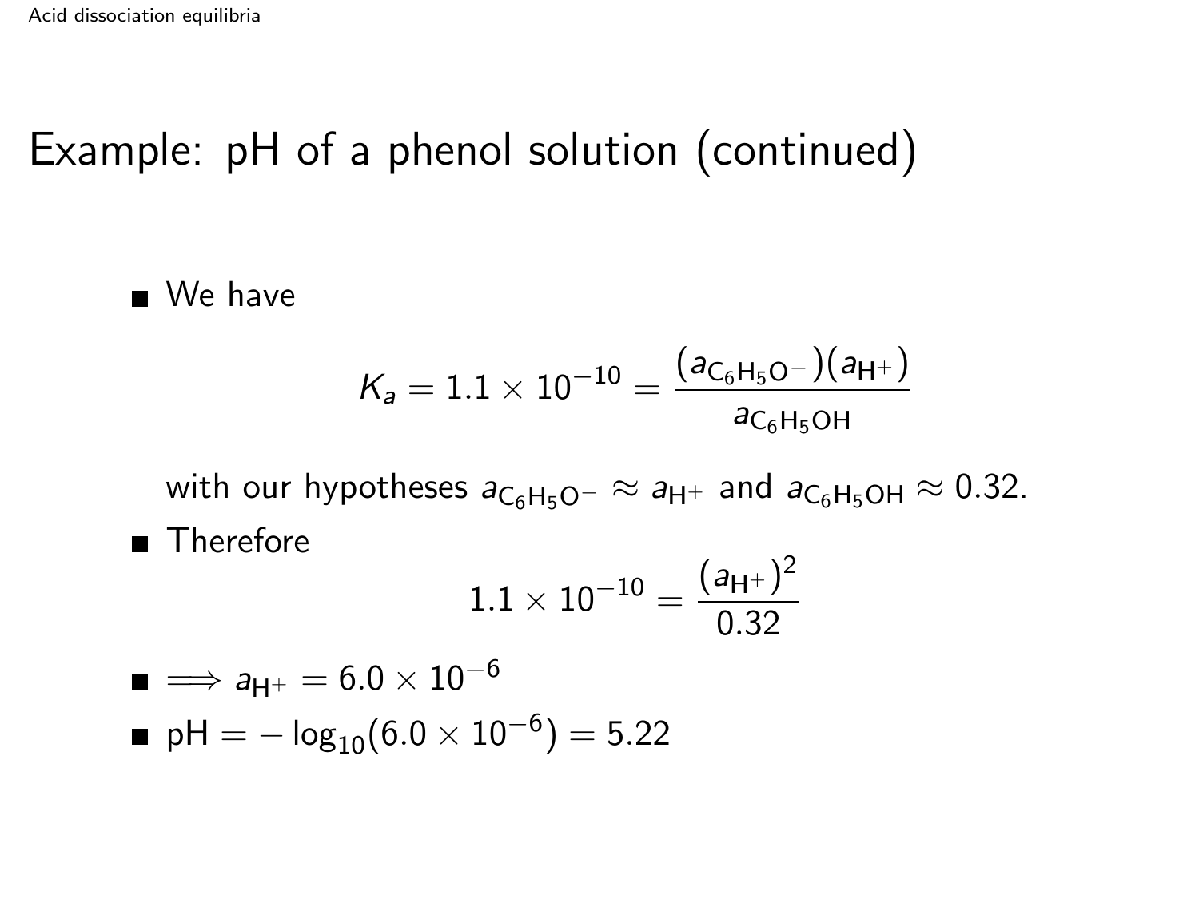# Example: pH of a phenol solution (continued)

- We have

$$K_a = 1.1 \times 10^{-10} = \frac{(a_{C_6H_5O^-})(a_{H^+})}{a_{C_6H_5OH}}$$

  with our hypotheses $a_{C_6H_5O^-} \approx a_{H^+}$ and $a_{C_6H_5OH} \approx 0.32$.

- Therefore

$$1.1 \times 10^{-10} = \frac{(a_{H^+})^2}{0.32}$$

- $\implies a_{H^+} = 6.0 \times 10^{-6}$
- $\text{pH} = -\log_{10}(6.0 \times 10^{-6}) = 5.22$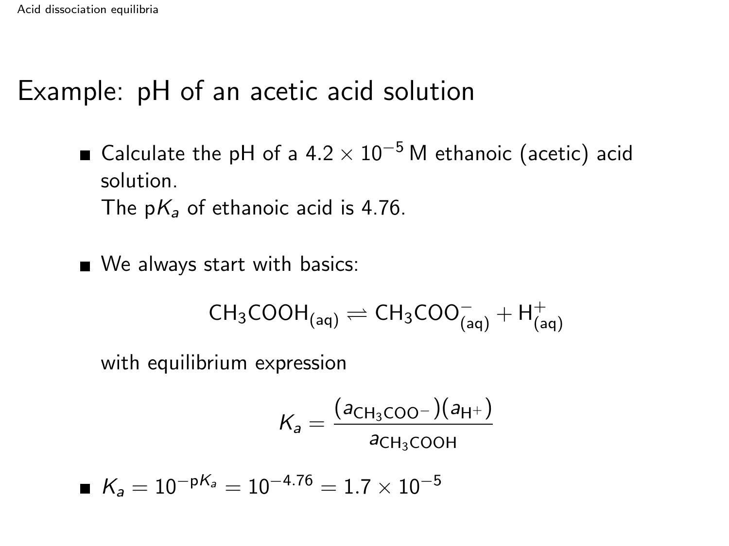# Example: pH of an acetic acid solution

- Calculate the pH of a $4.2 \times 10^{-5}$ M ethanoic (acetic) acid solution.
  The p$K_a$ of ethanoic acid is 4.76.

- We always start with basics:

$$CH_3COOH_{(aq)} \rightleftharpoons CH_3COO^-_{(aq)} + H^+_{(aq)}$$

  with equilibrium expression

$$K_a = \frac{(a_{CH_3COO^-})(a_{H^+})}{a_{CH_3COOH}}$$

- $K_a = 10^{-pK_a} = 10^{-4.76} = 1.7 \times 10^{-5}$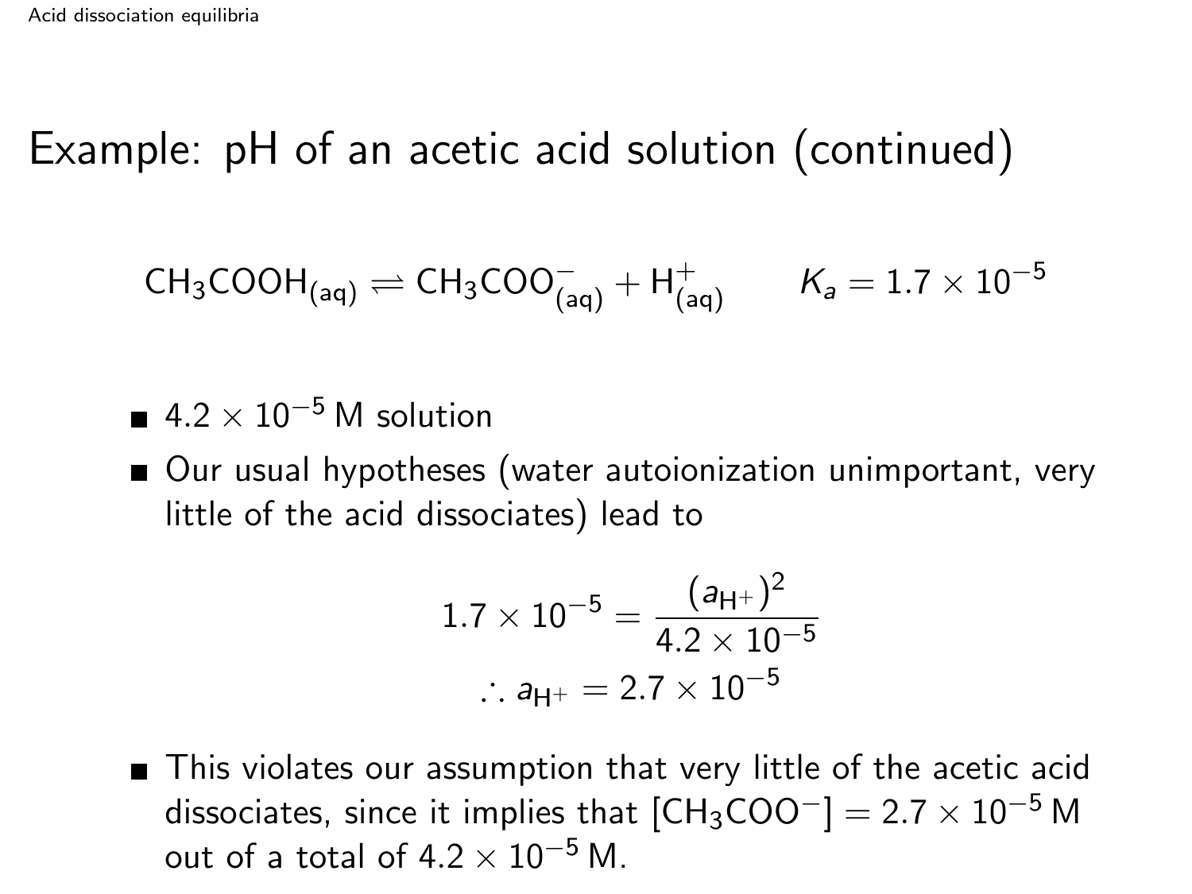# Example: pH of an acetic acid solution (continued)

$$CH_3COOH_{(aq)} \rightleftharpoons CH_3COO^-_{(aq)} + H^+_{(aq)} \qquad K_a = 1.7 \times 10^{-5}$$

- $4.2 \times 10^{-5}$ M solution
- Our usual hypotheses (water autoionization unimportant, very little of the acid dissociates) lead to

$$1.7 \times 10^{-5} = \frac{(a_{H^+})^2}{4.2 \times 10^{-5}}$$

$$\therefore a_{H^+} = 2.7 \times 10^{-5}$$

- This violates our assumption that very little of the acetic acid dissociates, since it implies that $[CH_3COO^-] = 2.7 \times 10^{-5}$ M out of a total of $4.2 \times 10^{-5}$ M.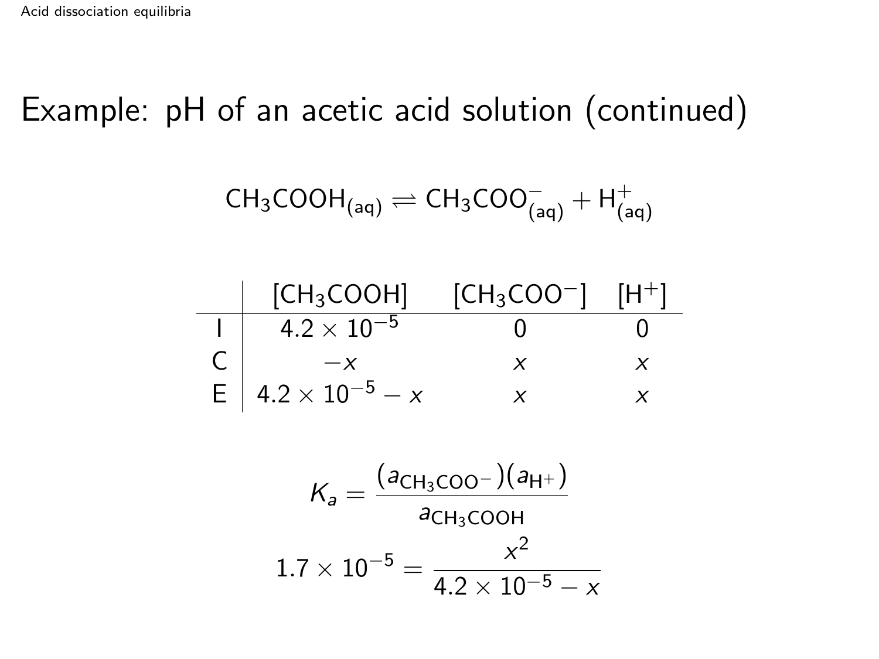# Example: pH of an acetic acid solution (continued)

$$CH_3COOH_{(aq)} \rightleftharpoons CH_3COO^-_{(aq)} + H^+_{(aq)}$$

| | $[CH_3COOH]$ | $[CH_3COO^-]$ | $[H^+]$ |
|---|---|---|---|
| I | $4.2 \times 10^{-5}$ | 0 | 0 |
| C | $-x$ | $x$ | $x$ |
| E | $4.2 \times 10^{-5} - x$ | $x$ | $x$ |

$$K_a = \frac{(a_{CH_3COO^-})(a_{H^+})}{a_{CH_3COOH}}$$

$$1.7 \times 10^{-5} = \frac{x^2}{4.2 \times 10^{-5} - x}$$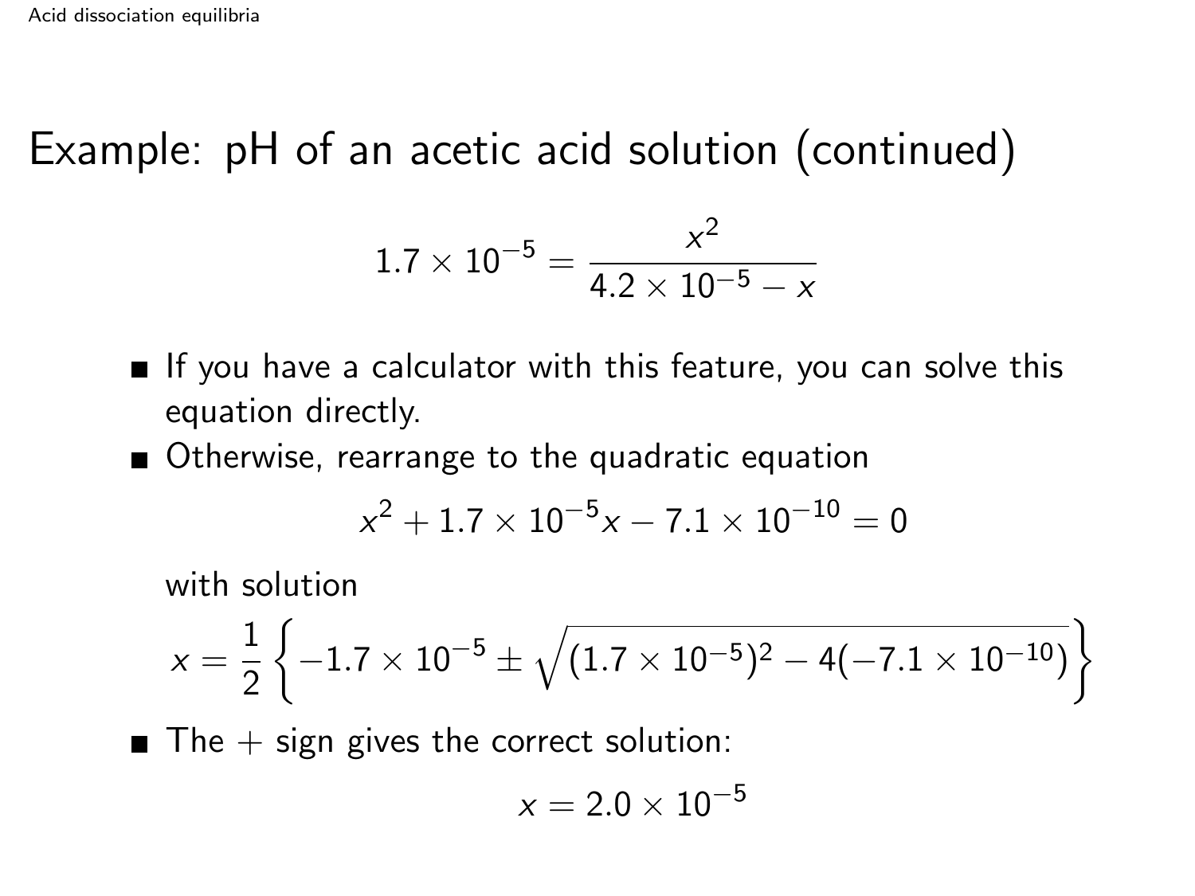# Example: pH of an acetic acid solution (continued)

$$1.7 \times 10^{-5} = \frac{x^2}{4.2 \times 10^{-5} - x}$$

- If you have a calculator with this feature, you can solve this equation directly.
- Otherwise, rearrange to the quadratic equation

  $$x^2 + 1.7 \times 10^{-5} x - 7.1 \times 10^{-10} = 0$$

  with solution

  $$x = \frac{1}{2}\left\{-1.7 \times 10^{-5} \pm \sqrt{(1.7 \times 10^{-5})^2 - 4(-7.1 \times 10^{-10})}\right\}$$

- The $+$ sign gives the correct solution:

  $$x = 2.0 \times 10^{-5}$$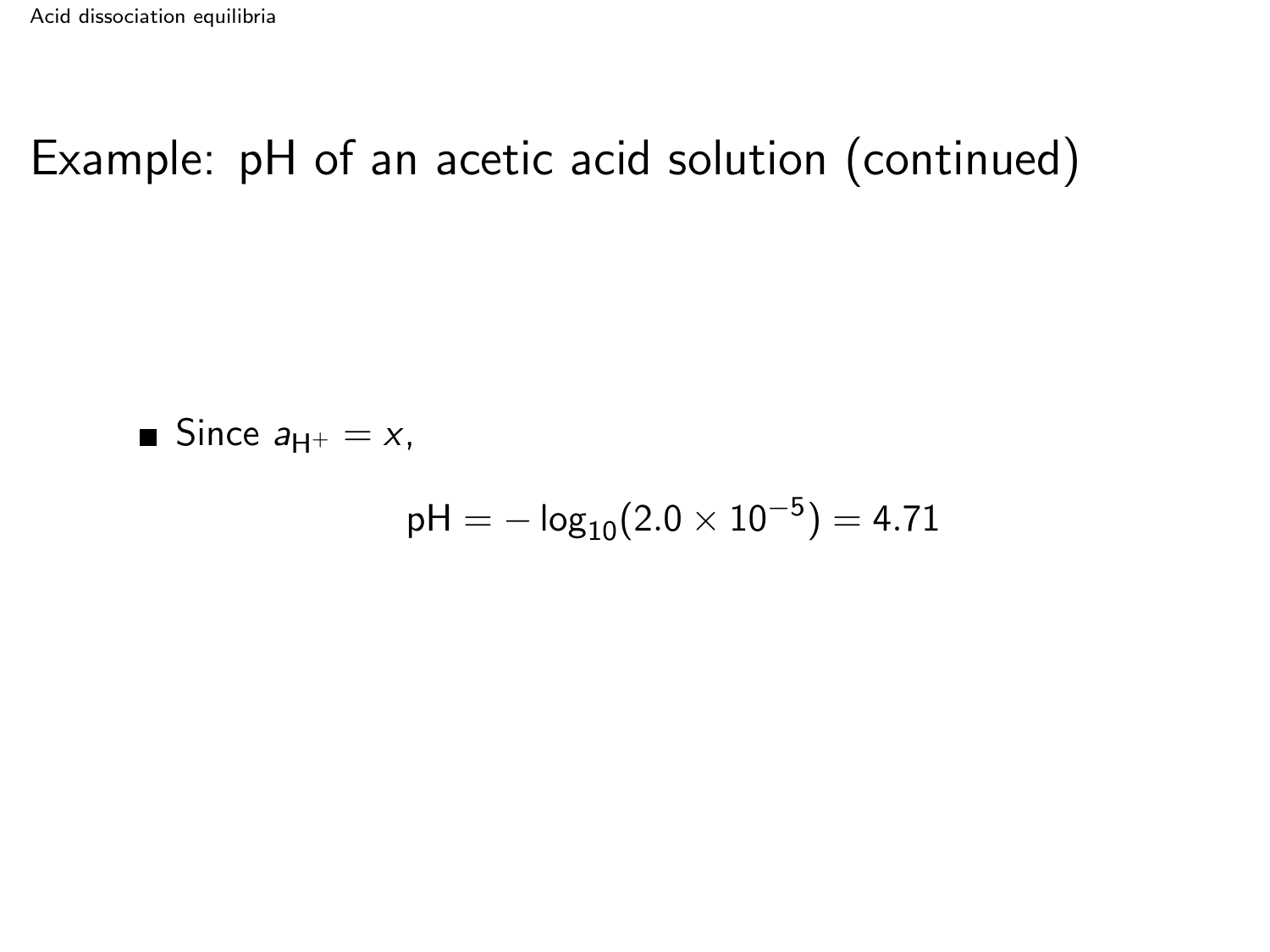# Example: pH of an acetic acid solution (continued)

- Since $a_{H^+} = x$,

$$\text{pH} = -\log_{10}(2.0 \times 10^{-5}) = 4.71$$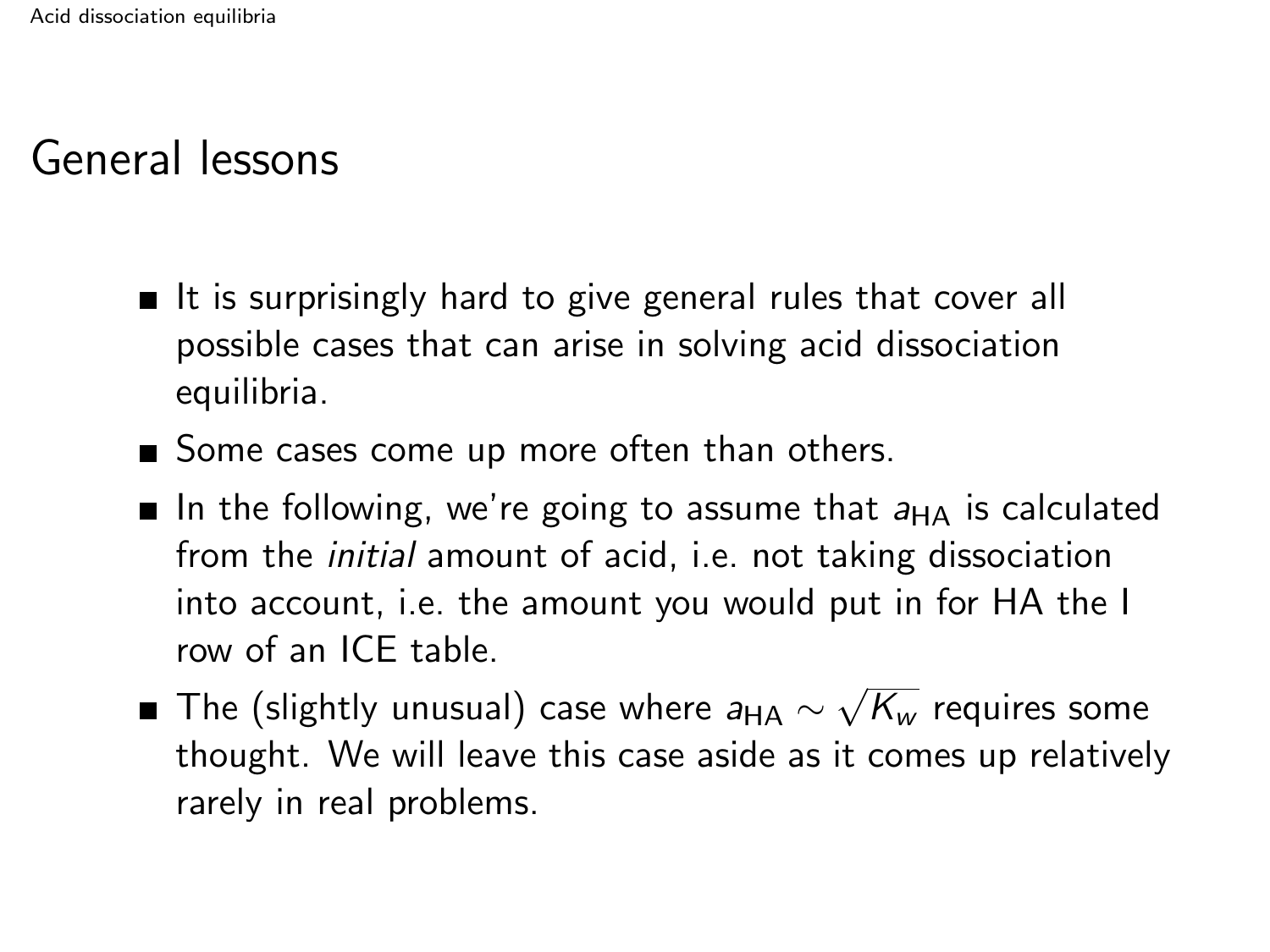## General lessons

- It is surprisingly hard to give general rules that cover all possible cases that can arise in solving acid dissociation equilibria.
- Some cases come up more often than others.
- In the following, we're going to assume that $a_{HA}$ is calculated from the *initial* amount of acid, i.e. not taking dissociation into account, i.e. the amount you would put in for HA the I row of an ICE table.
- The (slightly unusual) case where $a_{HA} \sim \sqrt{K_w}$ requires some thought. We will leave this case aside as it comes up relatively rarely in real problems.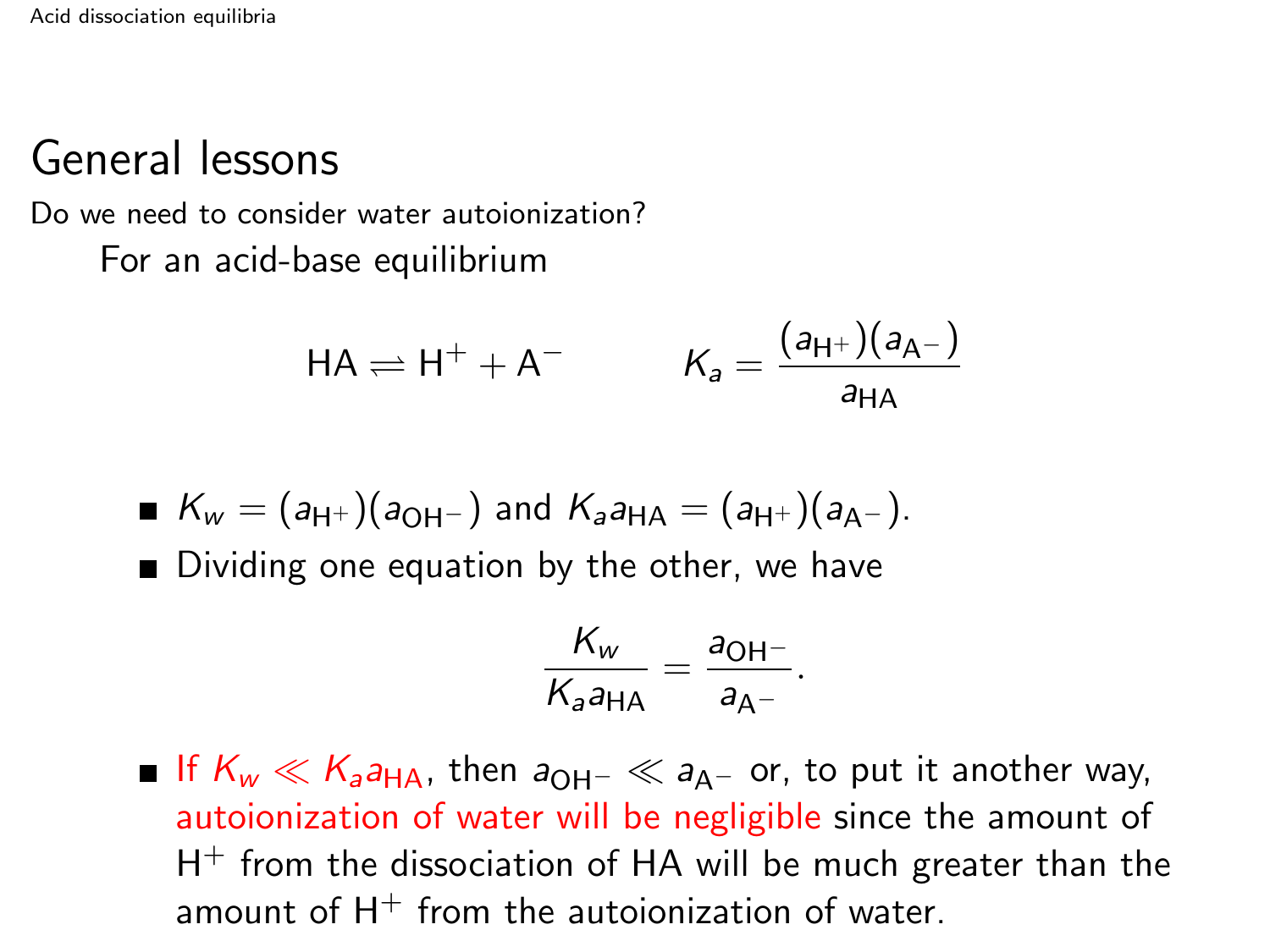# General lessons

Do we need to consider water autoionization?

For an acid-base equilibrium

$$\mathrm{HA} \rightleftharpoons \mathrm{H}^+ + \mathrm{A}^- \qquad K_a = \frac{(a_{\mathrm{H}^+})(a_{\mathrm{A}^-})}{a_{\mathrm{HA}}}$$

- $K_w = (a_{\mathrm{H}^+})(a_{\mathrm{OH}^-})$ and $K_a a_{\mathrm{HA}} = (a_{\mathrm{H}^+})(a_{\mathrm{A}^-})$.
- Dividing one equation by the other, we have

$$\frac{K_w}{K_a a_{\mathrm{HA}}} = \frac{a_{\mathrm{OH}^-}}{a_{\mathrm{A}^-}}.$$

- If $K_w \ll K_a a_{\mathrm{HA}}$, then $a_{\mathrm{OH}^-} \ll a_{\mathrm{A}^-}$ or, to put it another way, autoionization of water will be negligible since the amount of $\mathrm{H}^+$ from the dissociation of HA will be much greater than the amount of $\mathrm{H}^+$ from the autoionization of water.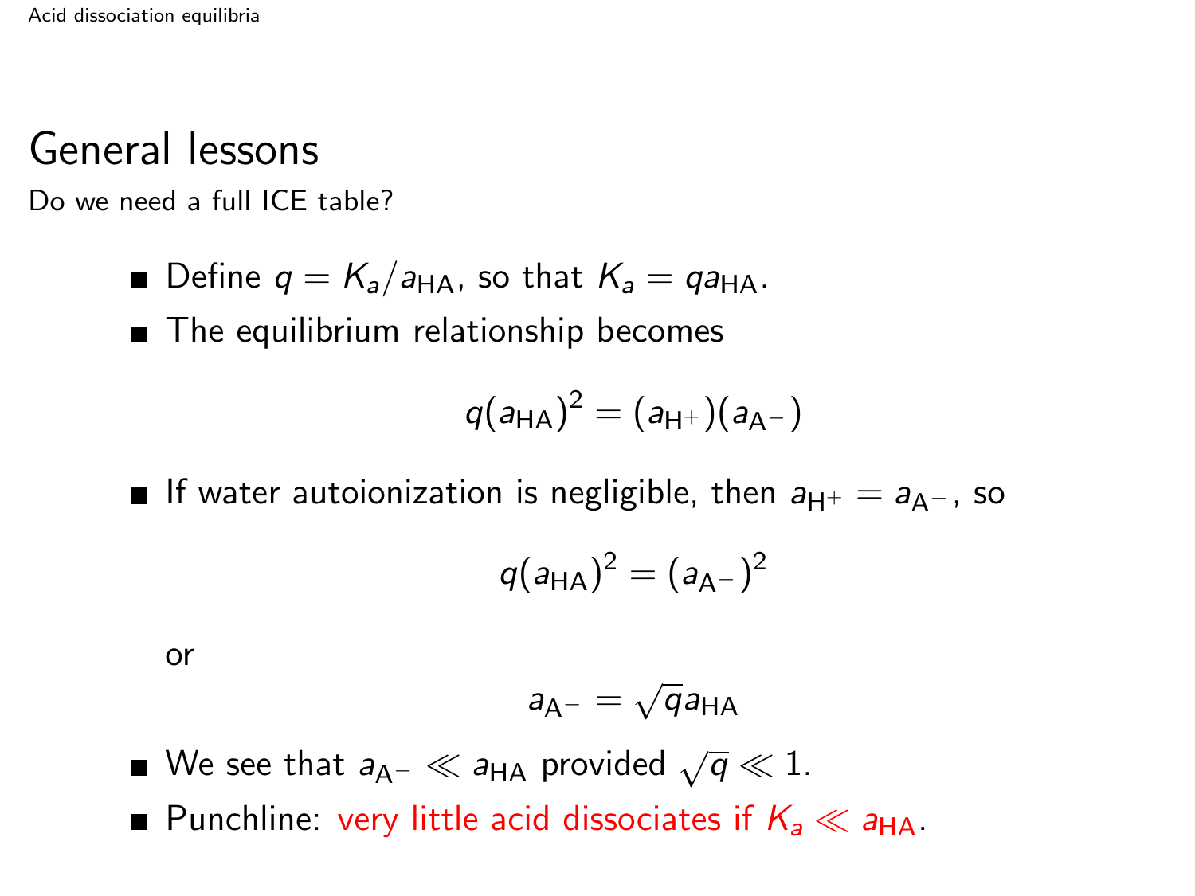## General lessons

Do we need a full ICE table?

- Define $q = K_a/a_{\mathrm{HA}}$, so that $K_a = q a_{\mathrm{HA}}$.
- The equilibrium relationship becomes

$$q(a_{\mathrm{HA}})^2 = (a_{\mathrm{H}^+})(a_{\mathrm{A}^-})$$

- If water autoionization is negligible, then $a_{\mathrm{H}^+} = a_{\mathrm{A}^-}$, so

$$q(a_{\mathrm{HA}})^2 = (a_{\mathrm{A}^-})^2$$

or

$$a_{\mathrm{A}^-} = \sqrt{q}\, a_{\mathrm{HA}}$$

- We see that $a_{\mathrm{A}^-} \ll a_{\mathrm{HA}}$ provided $\sqrt{q} \ll 1$.
- Punchline: very little acid dissociates if $K_a \ll a_{\mathrm{HA}}$.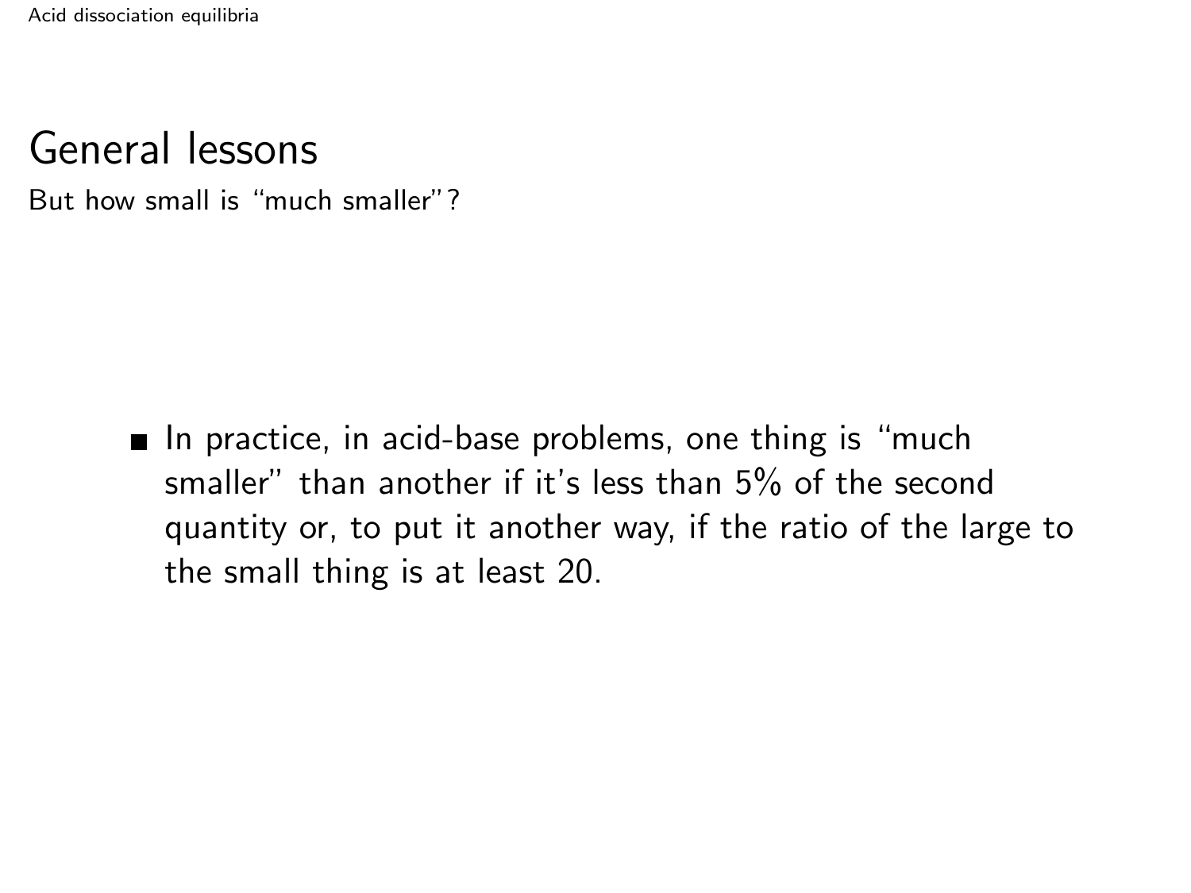## General lessons

But how small is "much smaller"?

- In practice, in acid-base problems, one thing is "much smaller" than another if it's less than 5% of the second quantity or, to put it another way, if the ratio of the large to the small thing is at least 20.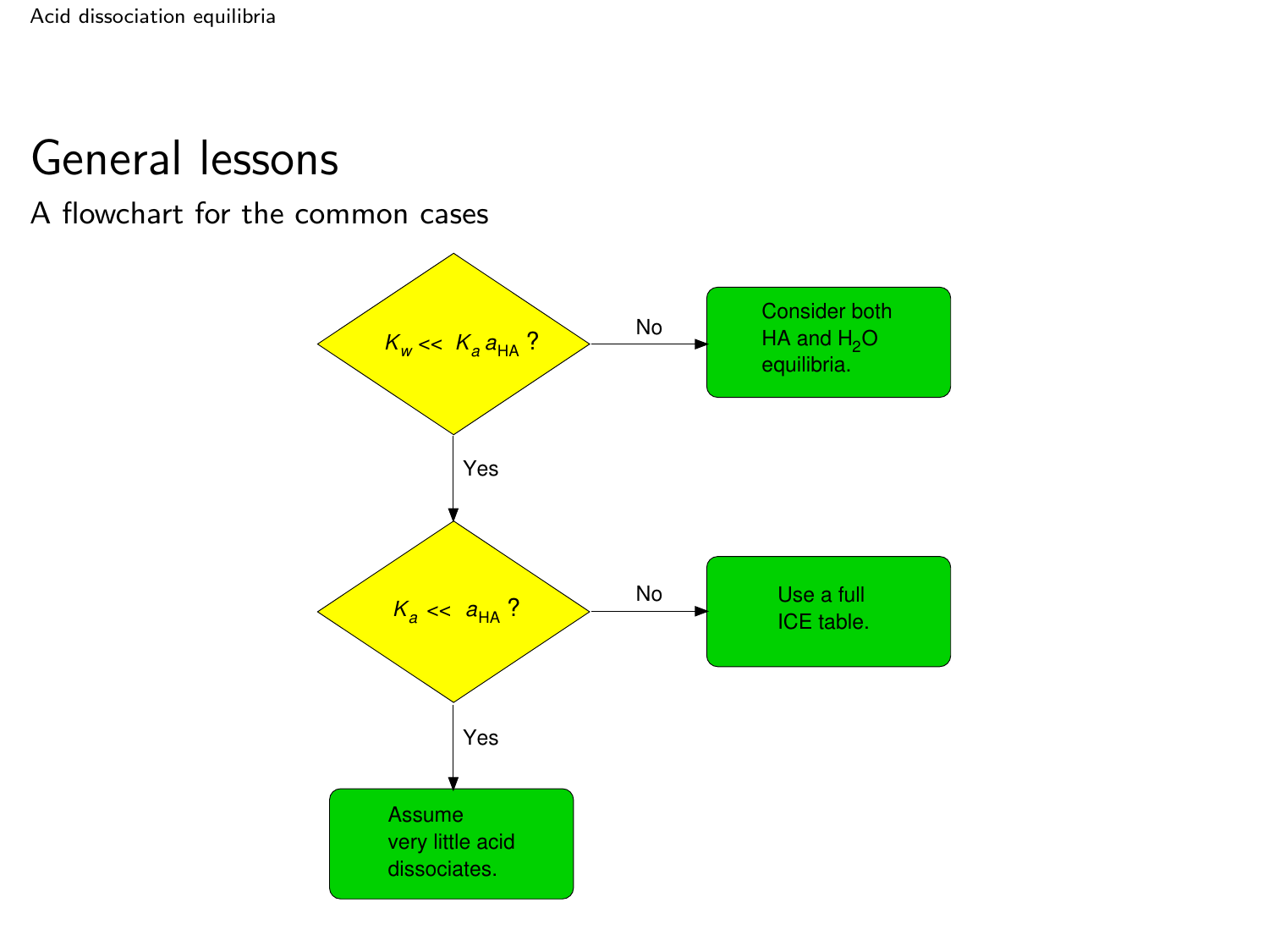# General lessons

## A flowchart for the common cases

- $K_w << K_a a_{HA}$ ?
  - No → Consider both HA and $H_2O$ equilibria.
  - Yes → $K_a << a_{HA}$ ?
    - No → Use a full ICE table.
    - Yes → Assume very little acid dissociates.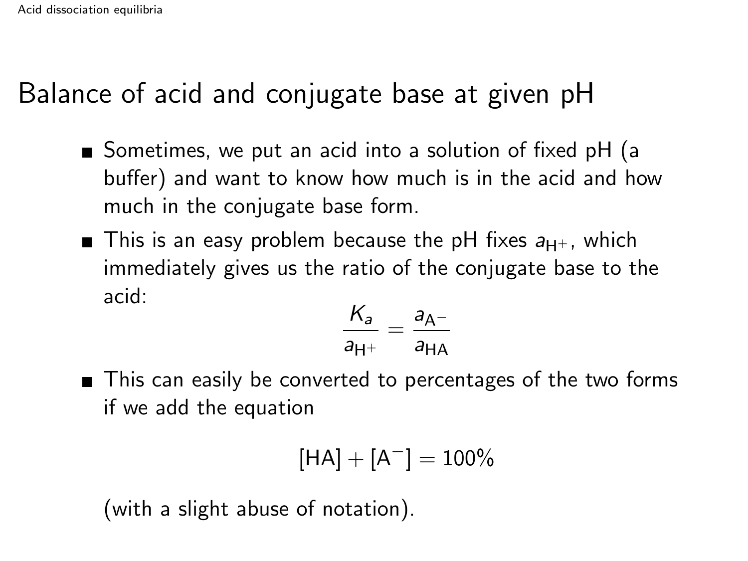# Balance of acid and conjugate base at given pH

- Sometimes, we put an acid into a solution of fixed pH (a buffer) and want to know how much is in the acid and how much in the conjugate base form.
- This is an easy problem because the pH fixes $a_{H^+}$, which immediately gives us the ratio of the conjugate base to the acid:

$$\frac{K_a}{a_{H^+}} = \frac{a_{A^-}}{a_{HA}}$$

- This can easily be converted to percentages of the two forms if we add the equation

$$[HA] + [A^-] = 100\%$$

(with a slight abuse of notation).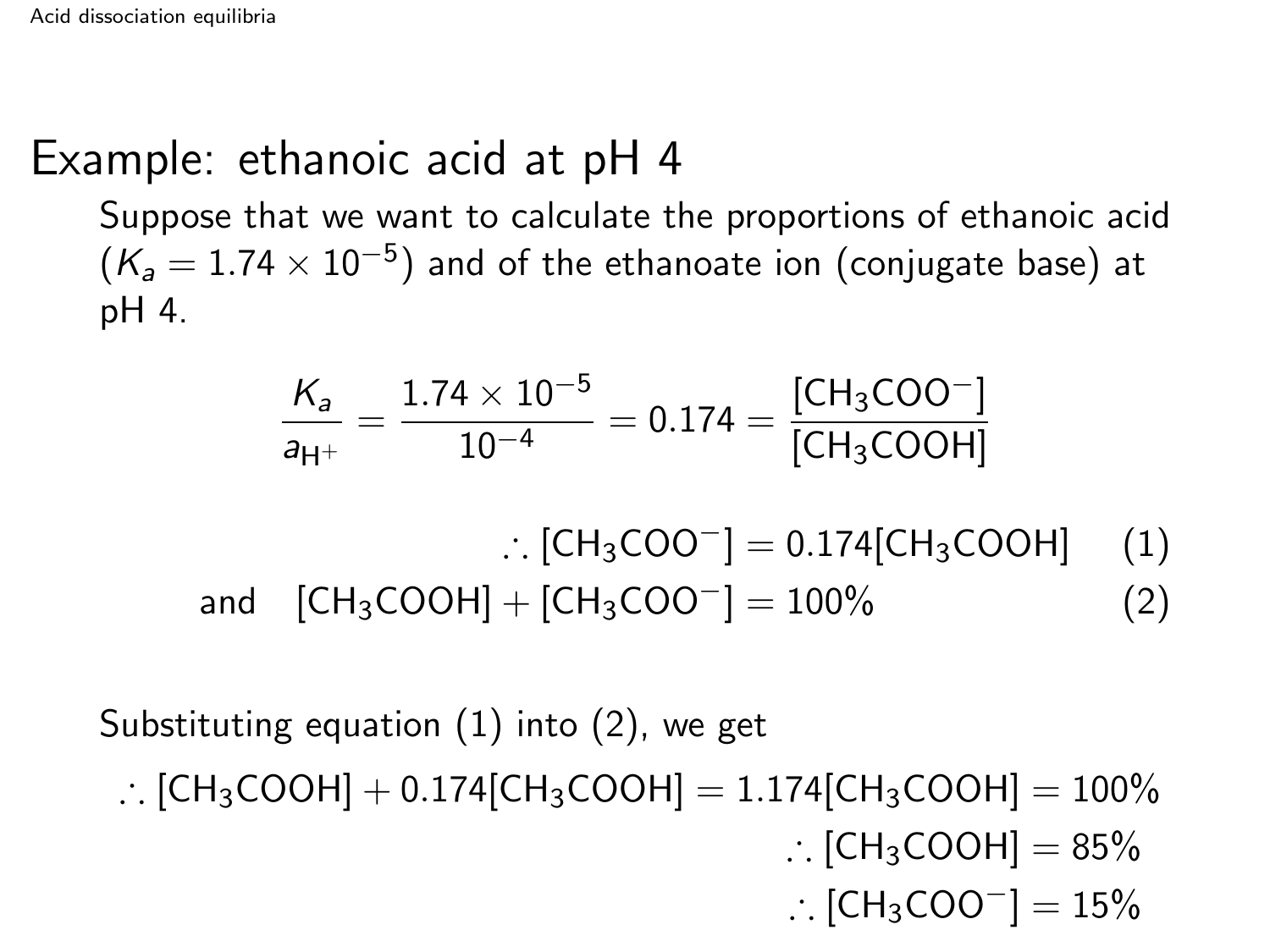# Example: ethanoic acid at pH 4

Suppose that we want to calculate the proportions of ethanoic acid ($K_a = 1.74 \times 10^{-5}$) and of the ethanoate ion (conjugate base) at pH 4.

$$\frac{K_a}{a_{\mathrm{H}^+}} = \frac{1.74 \times 10^{-5}}{10^{-4}} = 0.174 = \frac{[\mathrm{CH_3COO^-}]}{[\mathrm{CH_3COOH}]}$$

$$\therefore [\mathrm{CH_3COO^-}] = 0.174[\mathrm{CH_3COOH}] \qquad (1)$$

$$\text{and} \quad [\mathrm{CH_3COOH}] + [\mathrm{CH_3COO^-}] = 100\% \qquad (2)$$

Substituting equation (1) into (2), we get

$$\therefore [\mathrm{CH_3COOH}] + 0.174[\mathrm{CH_3COOH}] = 1.174[\mathrm{CH_3COOH}] = 100\%$$

$$\therefore [\mathrm{CH_3COOH}] = 85\%$$

$$\therefore [\mathrm{CH_3COO^-}] = 15\%$$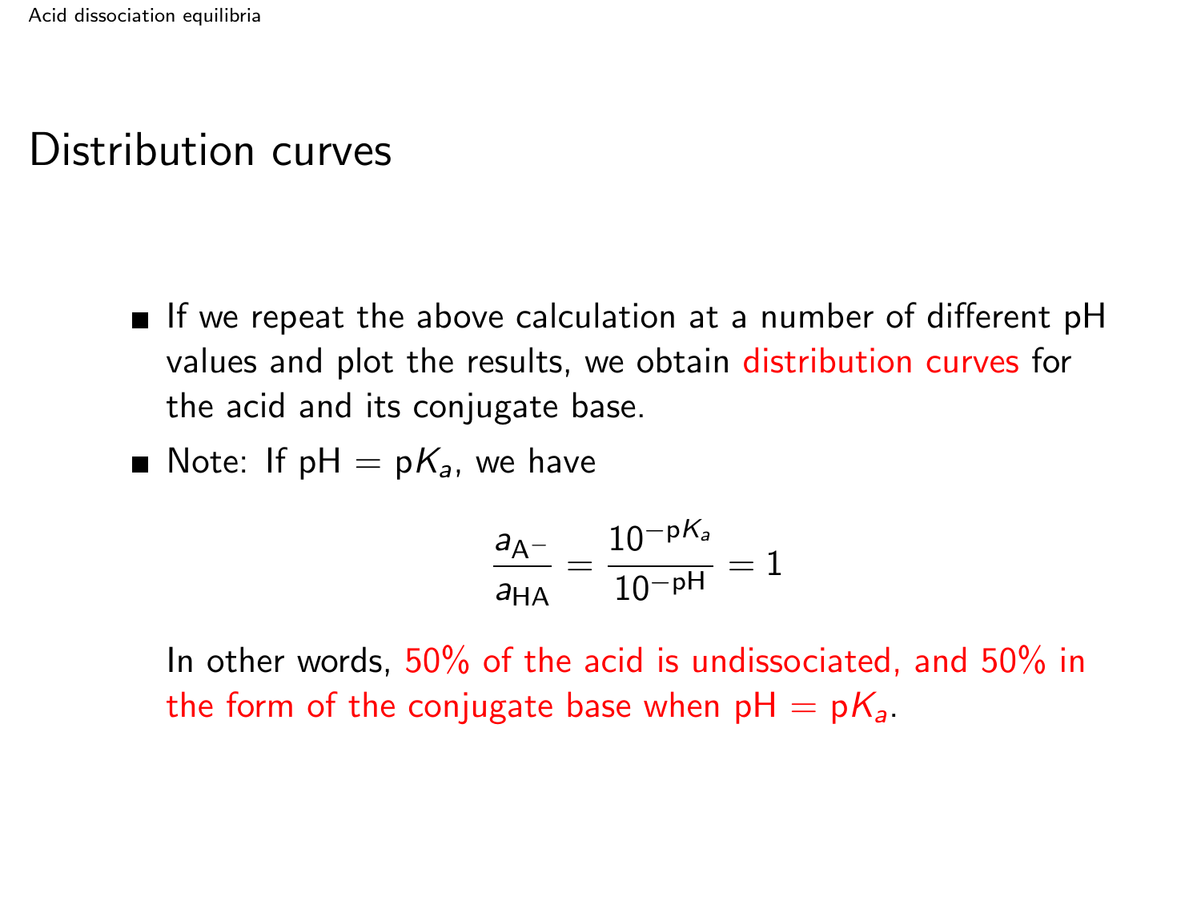## Distribution curves

- If we repeat the above calculation at a number of different pH values and plot the results, we obtain distribution curves for the acid and its conjugate base.
- Note: If pH $=$ p$K_a$, we have

$$\frac{a_{\text{A}^-}}{a_{\text{HA}}} = \frac{10^{-\text{p}K_a}}{10^{-\text{pH}}} = 1$$

In other words, 50% of the acid is undissociated, and 50% in the form of the conjugate base when pH $=$ p$K_a$.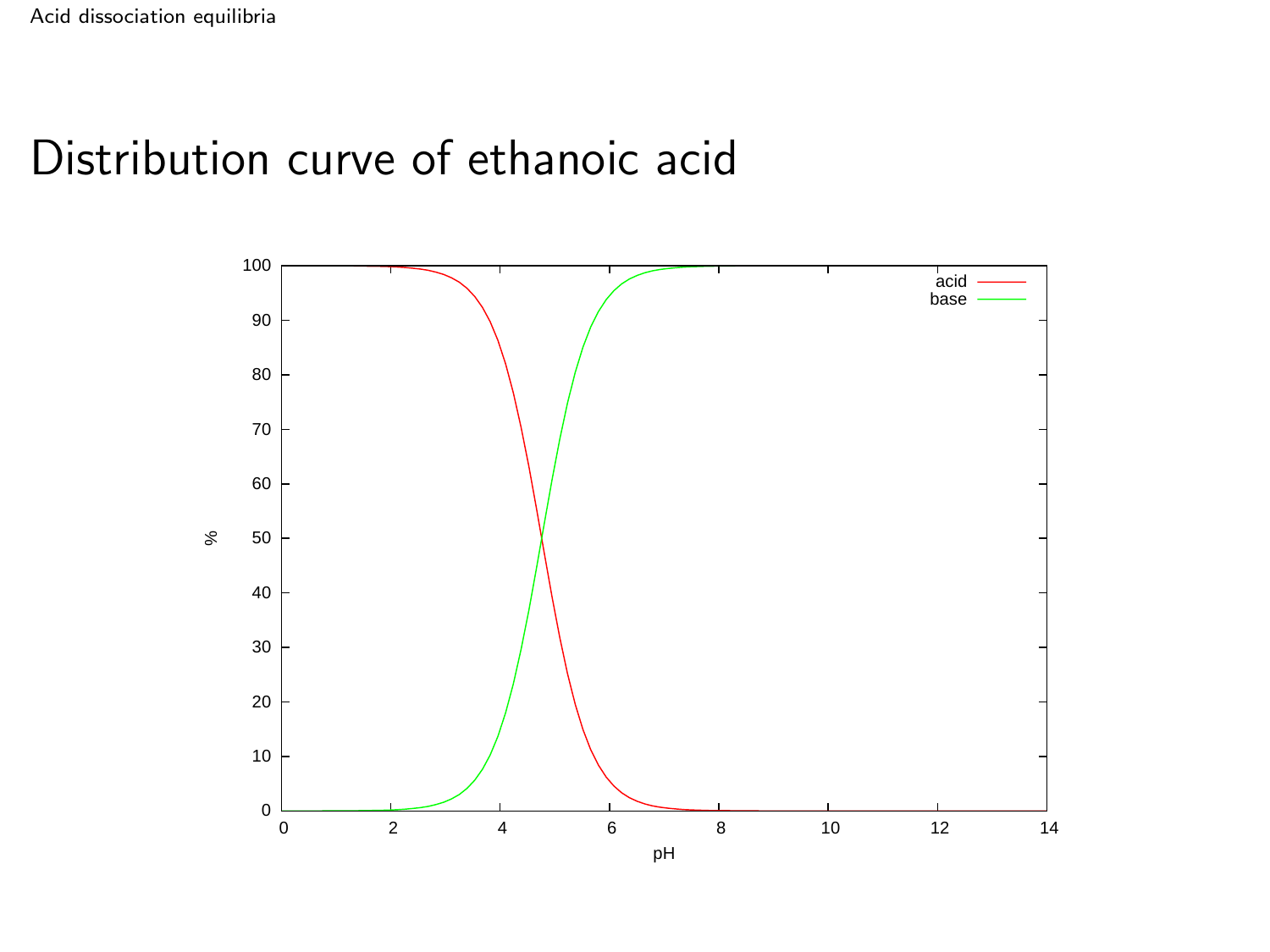# Distribution curve of ethanoic acid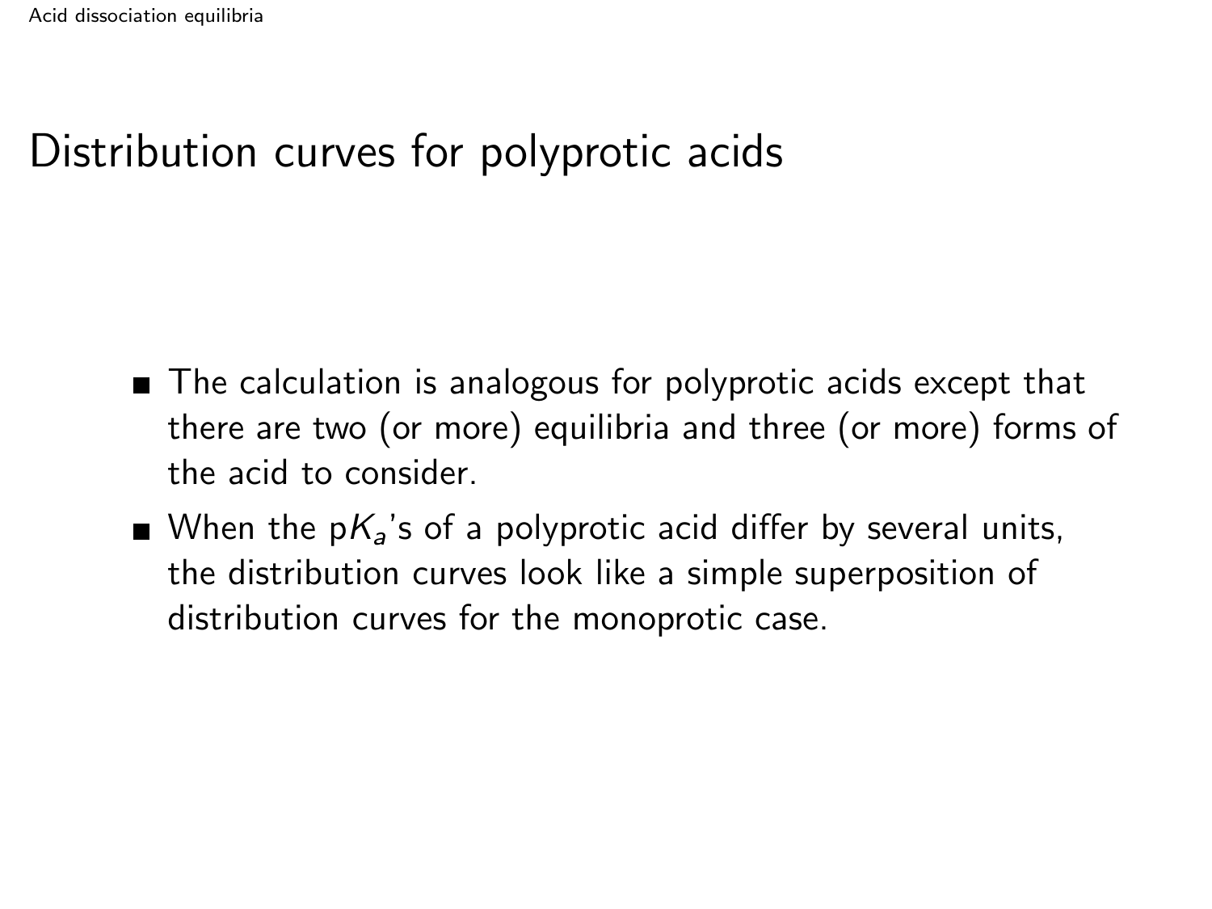# Distribution curves for polyprotic acids

- The calculation is analogous for polyprotic acids except that there are two (or more) equilibria and three (or more) forms of the acid to consider.
- When the p$K_a$'s of a polyprotic acid differ by several units, the distribution curves look like a simple superposition of distribution curves for the monoprotic case.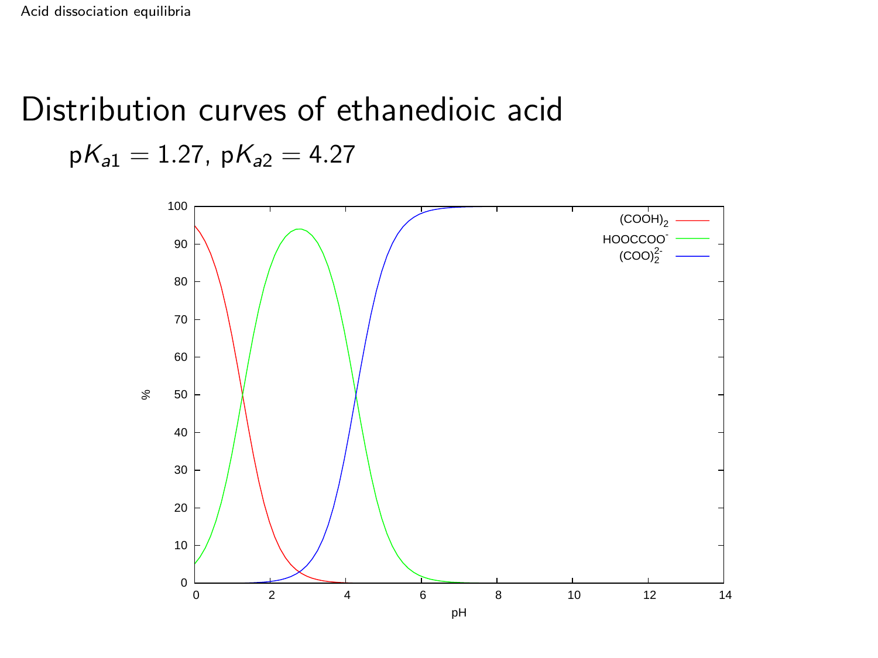# Distribution curves of ethanedioic acid

$pK_{a1} = 1.27$, $pK_{a2} = 4.27$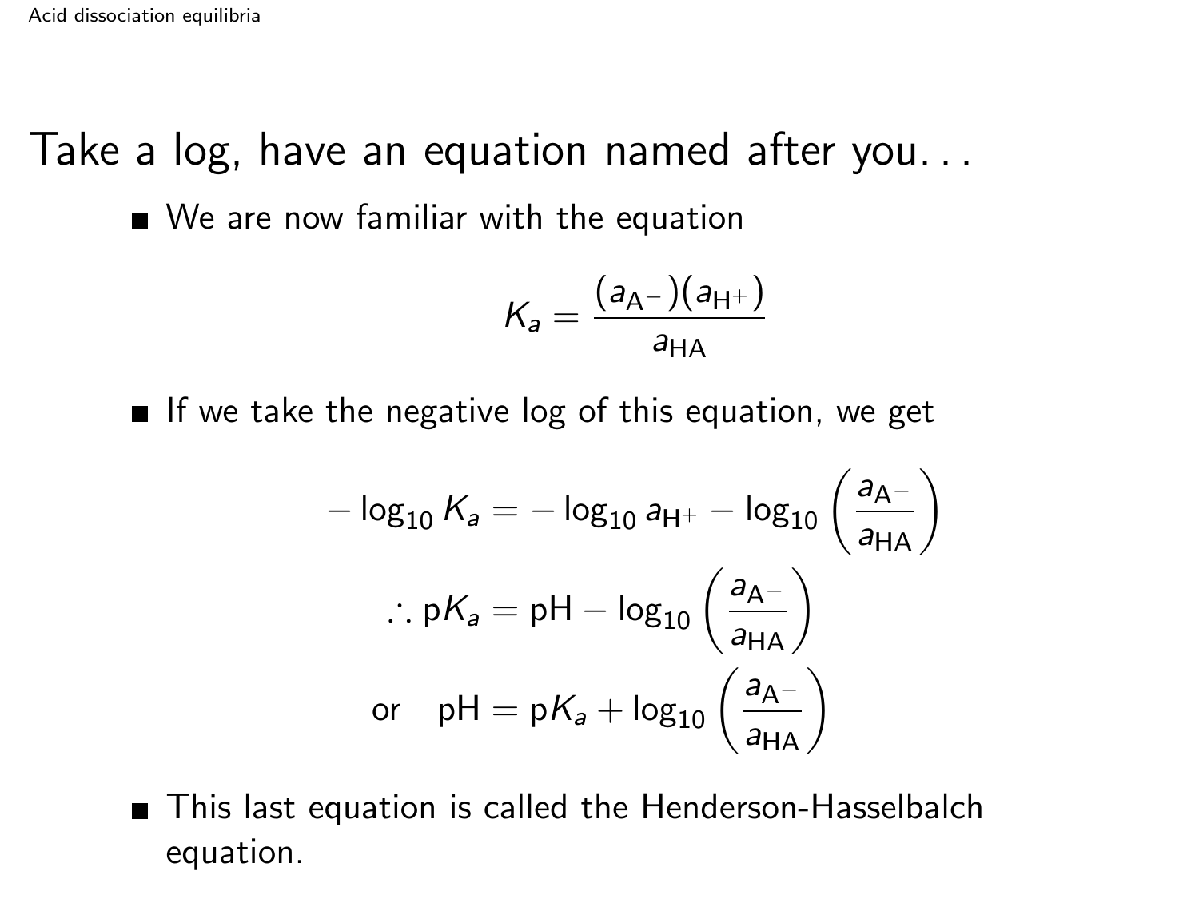# Take a log, have an equation named after you...

- We are now familiar with the equation

$$K_a = \frac{(a_{A^-})(a_{H^+})}{a_{HA}}$$

- If we take the negative log of this equation, we get

$$-\log_{10} K_a = -\log_{10} a_{H^+} - \log_{10}\left(\frac{a_{A^-}}{a_{HA}}\right)$$

$$\therefore \mathrm{p}K_a = \mathrm{pH} - \log_{10}\left(\frac{a_{A^-}}{a_{HA}}\right)$$

$$\text{or} \quad \mathrm{pH} = \mathrm{p}K_a + \log_{10}\left(\frac{a_{A^-}}{a_{HA}}\right)$$

- This last equation is called the Henderson-Hasselbalch equation.